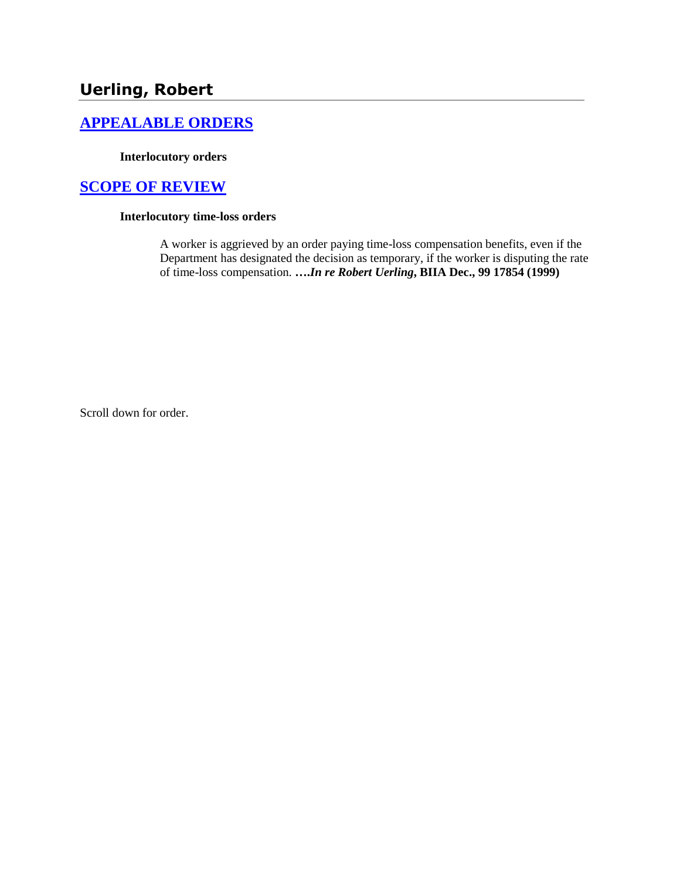## Uerling, Robert

### APPEALABLE ORDERS

**Interlocutory orders**

### SCOPE OF REVIEW

**Interlocutory time-loss orders**

A worker is aggrieved by an order paying time-loss compensation benefits, even if the Department has designated the decision as temporary, if the worker is disputing the rate of time-loss compensation. ***….In re Robert Uerling*, BIIA Dec., 99 17854 (1999)**

Scroll down for order.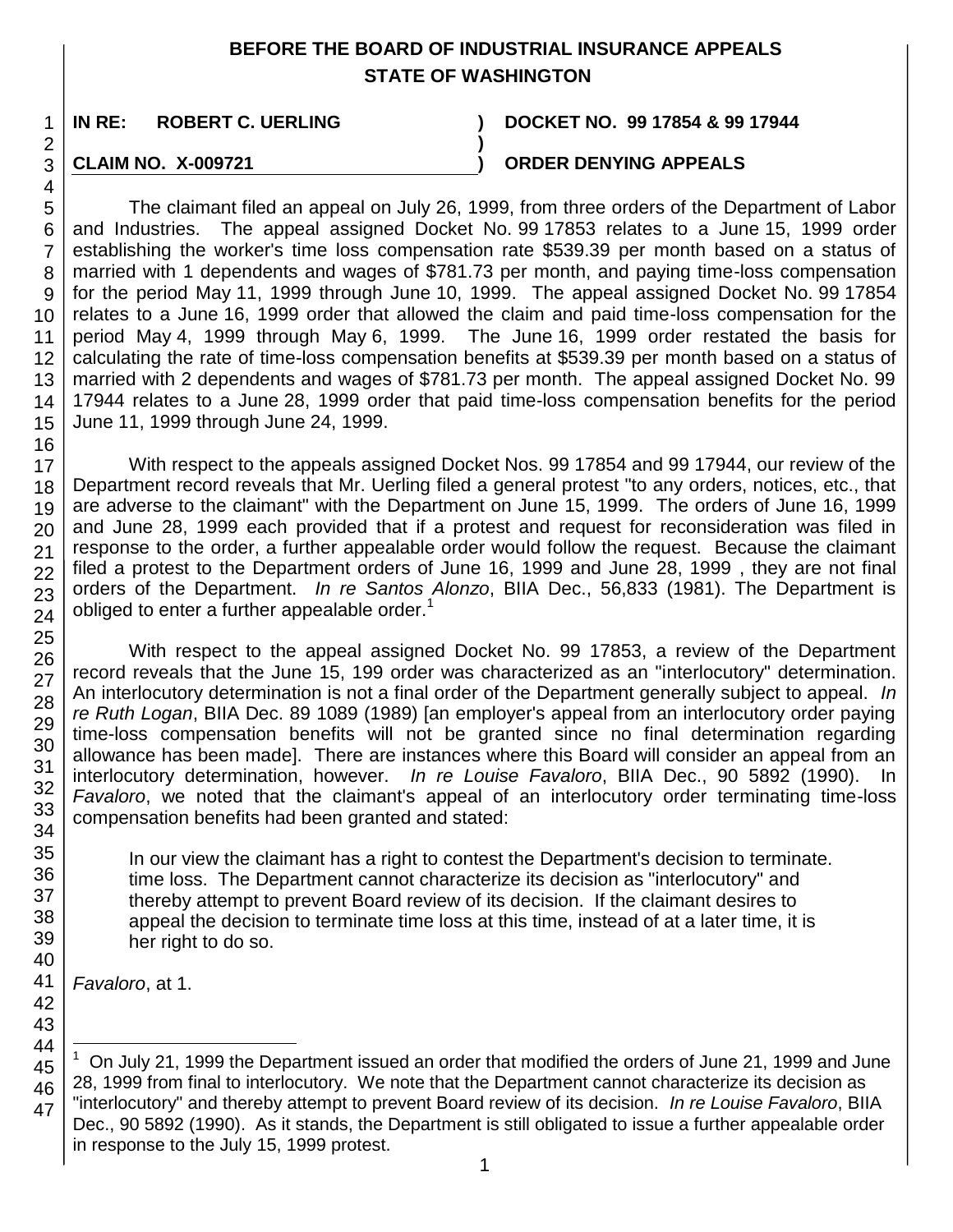# BEFORE THE BOARD OF INDUSTRIAL INSURANCE APPEALS
## STATE OF WASHINGTON

**IN RE: ROBERT C. UERLING** ) **DOCKET NO. 99 17854 & 99 17944**
)
**CLAIM NO. X-009721** ) **ORDER DENYING APPEALS**

The claimant filed an appeal on July 26, 1999, from three orders of the Department of Labor and Industries. The appeal assigned Docket No. 99 17853 relates to a June 15, 1999 order establishing the worker's time loss compensation rate $539.39 per month based on a status of married with 1 dependents and wages of $781.73 per month, and paying time-loss compensation for the period May 11, 1999 through June 10, 1999. The appeal assigned Docket No. 99 17854 relates to a June 16, 1999 order that allowed the claim and paid time-loss compensation for the period May 4, 1999 through May 6, 1999. The June 16, 1999 order restated the basis for calculating the rate of time-loss compensation benefits at $539.39 per month based on a status of married with 2 dependents and wages of $781.73 per month. The appeal assigned Docket No. 99 17944 relates to a June 28, 1999 order that paid time-loss compensation benefits for the period June 11, 1999 through June 24, 1999.

With respect to the appeals assigned Docket Nos. 99 17854 and 99 17944, our review of the Department record reveals that Mr. Uerling filed a general protest "to any orders, notices, etc., that are adverse to the claimant" with the Department on June 15, 1999. The orders of June 16, 1999 and June 28, 1999 each provided that if a protest and request for reconsideration was filed in response to the order, a further appealable order would follow the request. Because the claimant filed a protest to the Department orders of June 16, 1999 and June 28, 1999 , they are not final orders of the Department. *In re Santos Alonzo*, BIIA Dec., 56,833 (1981). The Department is obliged to enter a further appealable order.[1]

With respect to the appeal assigned Docket No. 99 17853, a review of the Department record reveals that the June 15, 199 order was characterized as an "interlocutory" determination. An interlocutory determination is not a final order of the Department generally subject to appeal. *In re Ruth Logan*, BIIA Dec. 89 1089 (1989) [an employer's appeal from an interlocutory order paying time-loss compensation benefits will not be granted since no final determination regarding allowance has been made]. There are instances where this Board will consider an appeal from an interlocutory determination, however. *In re Louise Favaloro*, BIIA Dec., 90 5892 (1990). In *Favaloro*, we noted that the claimant's appeal of an interlocutory order terminating time-loss compensation benefits had been granted and stated:

> In our view the claimant has a right to contest the Department's decision to terminate. time loss. The Department cannot characterize its decision as "interlocutory" and thereby attempt to prevent Board review of its decision. If the claimant desires to appeal the decision to terminate time loss at this time, instead of at a later time, it is her right to do so.

*Favaloro*, at 1.

---

[1] On July 21, 1999 the Department issued an order that modified the orders of June 21, 1999 and June 28, 1999 from final to interlocutory. We note that the Department cannot characterize its decision as "interlocutory" and thereby attempt to prevent Board review of its decision. *In re Louise Favaloro*, BIIA Dec., 90 5892 (1990). As it stands, the Department is still obligated to issue a further appealable order in response to the July 15, 1999 protest.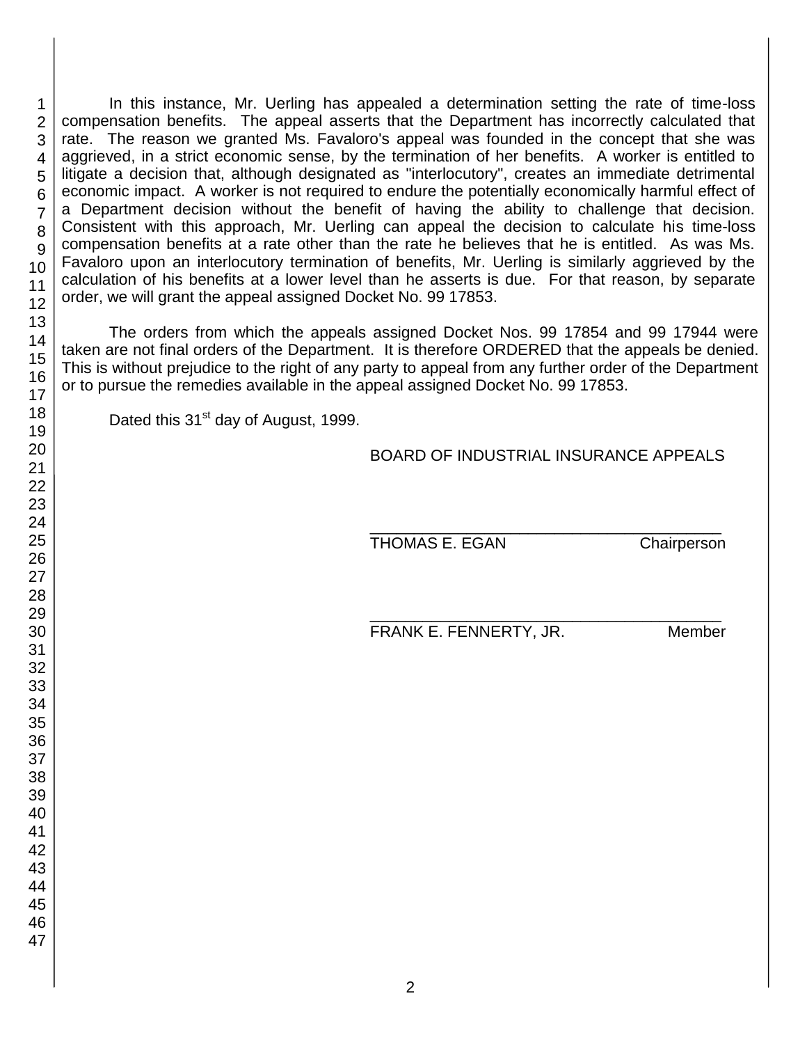In this instance, Mr. Uerling has appealed a determination setting the rate of time-loss compensation benefits. The appeal asserts that the Department has incorrectly calculated that rate. The reason we granted Ms. Favaloro's appeal was founded in the concept that she was aggrieved, in a strict economic sense, by the termination of her benefits. A worker is entitled to litigate a decision that, although designated as "interlocutory", creates an immediate detrimental economic impact. A worker is not required to endure the potentially economically harmful effect of a Department decision without the benefit of having the ability to challenge that decision. Consistent with this approach, Mr. Uerling can appeal the decision to calculate his time-loss compensation benefits at a rate other than the rate he believes that he is entitled. As was Ms. Favaloro upon an interlocutory termination of benefits, Mr. Uerling is similarly aggrieved by the calculation of his benefits at a lower level than he asserts is due. For that reason, by separate order, we will grant the appeal assigned Docket No. 99 17853.

The orders from which the appeals assigned Docket Nos. 99 17854 and 99 17944 were taken are not final orders of the Department. It is therefore ORDERED that the appeals be denied. This is without prejudice to the right of any party to appeal from any further order of the Department or to pursue the remedies available in the appeal assigned Docket No. 99 17853.

Dated this 31st day of August, 1999.

BOARD OF INDUSTRIAL INSURANCE APPEALS

\_\_\_\_\_\_\_\_\_\_\_\_\_\_\_\_\_\_\_\_\_\_\_\_\_\_\_\_\_\_\_\_\_\_\_\_\_\_\_\_

THOMAS E. EGAN Chairperson

\_\_\_\_\_\_\_\_\_\_\_\_\_\_\_\_\_\_\_\_\_\_\_\_\_\_\_\_\_\_\_\_\_\_\_\_\_\_\_\_

FRANK E. FENNERTY, JR. Member